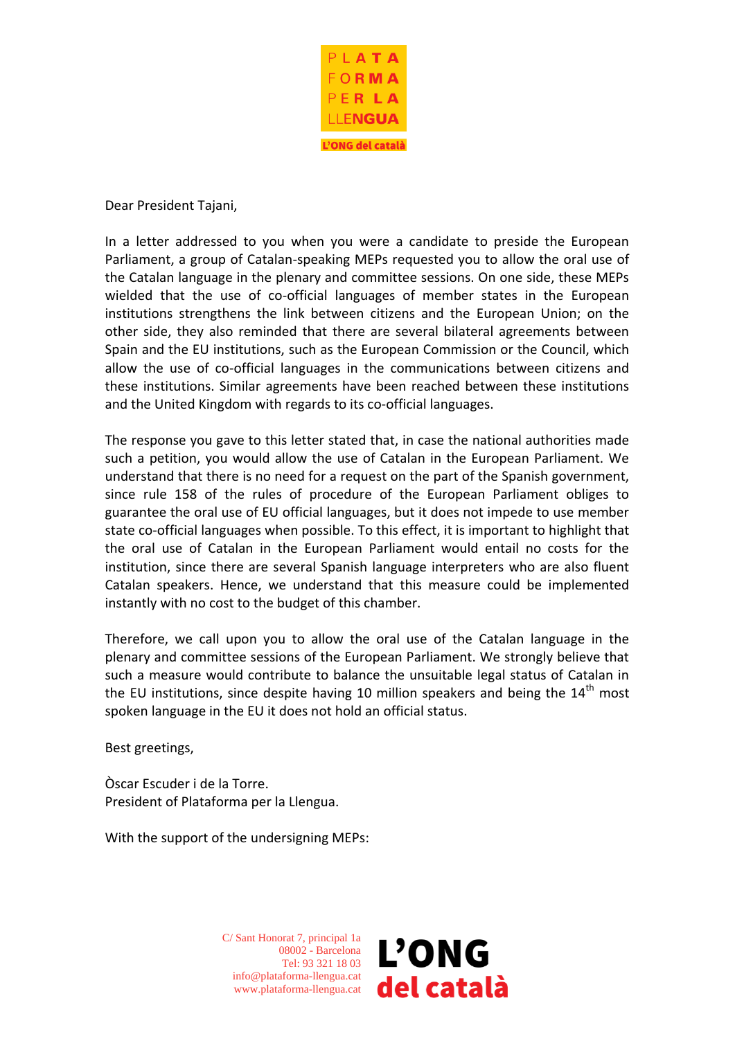PLATAFORMA PER LA LLENGUA

L'ONG del català

Dear President Tajani,

In a letter addressed to you when you were a candidate to preside the European Parliament, a group of Catalan-speaking MEPs requested you to allow the oral use of the Catalan language in the plenary and committee sessions. On one side, these MEPs wielded that the use of co-official languages of member states in the European institutions strengthens the link between citizens and the European Union; on the other side, they also reminded that there are several bilateral agreements between Spain and the EU institutions, such as the European Commission or the Council, which allow the use of co-official languages in the communications between citizens and these institutions. Similar agreements have been reached between these institutions and the United Kingdom with regards to its co-official languages.

The response you gave to this letter stated that, in case the national authorities made such a petition, you would allow the use of Catalan in the European Parliament. We understand that there is no need for a request on the part of the Spanish government, since rule 158 of the rules of procedure of the European Parliament obliges to guarantee the oral use of EU official languages, but it does not impede to use member state co-official languages when possible. To this effect, it is important to highlight that the oral use of Catalan in the European Parliament would entail no costs for the institution, since there are several Spanish language interpreters who are also fluent Catalan speakers. Hence, we understand that this measure could be implemented instantly with no cost to the budget of this chamber.

Therefore, we call upon you to allow the oral use of the Catalan language in the plenary and committee sessions of the European Parliament. We strongly believe that such a measure would contribute to balance the unsuitable legal status of Catalan in the EU institutions, since despite having 10 million speakers and being the 14th most spoken language in the EU it does not hold an official status.

Best greetings,

Òscar Escuder i de la Torre.
President of Plataforma per la Llengua.

With the support of the undersigning MEPs:

C/ Sant Honorat 7, principal 1a
08002 - Barcelona
Tel: 93 321 18 03
info@plataforma-llengua.cat
www.plataforma-llengua.cat

L'ONG del català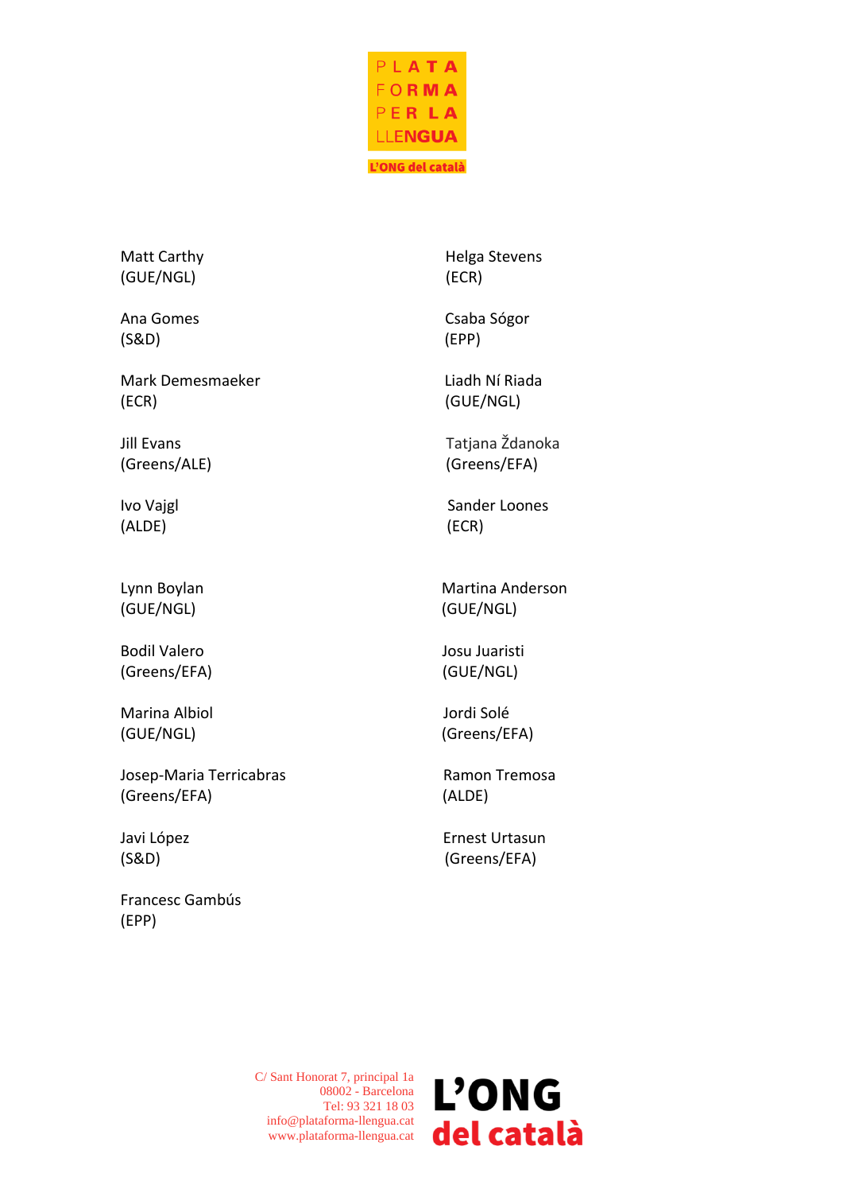Matt Carthy
(GUE/NGL)

Helga Stevens
(ECR)

Ana Gomes
(S&D)

Csaba Sógor
(EPP)

Mark Demesmaeker
(ECR)

Liadh Ní Riada
(GUE/NGL)

Jill Evans
(Greens/ALE)

Tatjana Ždanoka
(Greens/EFA)

Ivo Vajgl
(ALDE)

Sander Loones
(ECR)

Lynn Boylan
(GUE/NGL)

Martina Anderson
(GUE/NGL)

Bodil Valero
(Greens/EFA)

Josu Juaristi
(GUE/NGL)

Marina Albiol
(GUE/NGL)

Jordi Solé
(Greens/EFA)

Josep-Maria Terricabras
(Greens/EFA)

Ramon Tremosa
(ALDE)

Javi López
(S&D)

Ernest Urtasun
(Greens/EFA)

Francesc Gambús
(EPP)